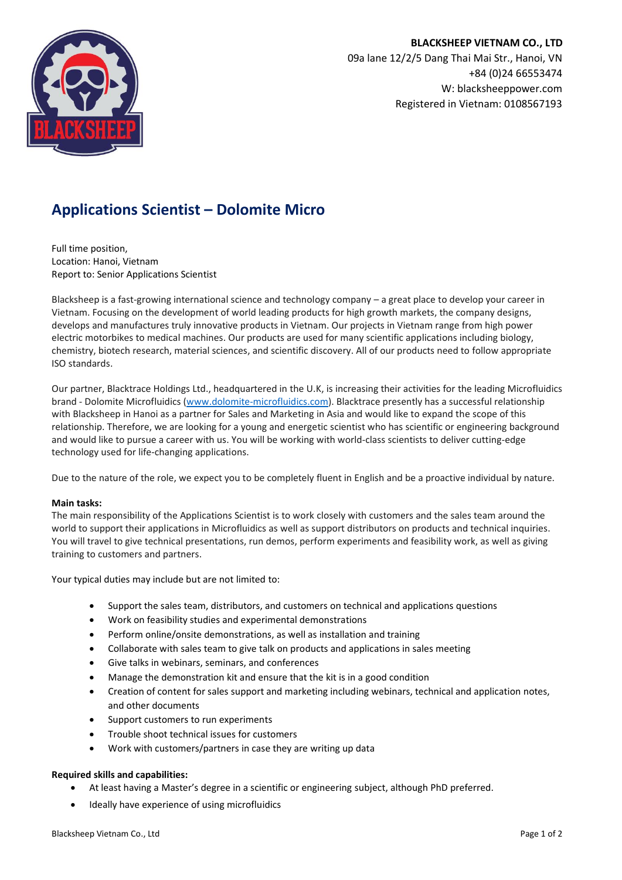**BLACKSHEEP VIETNAM CO., LTD**
09a lane 12/2/5 Dang Thai Mai Str., Hanoi, VN
+84 (0)24 66553474
W: blacksheeppower.com
Registered in Vietnam: 0108567193

# Applications Scientist – Dolomite Micro

Full time position,
Location: Hanoi, Vietnam
Report to: Senior Applications Scientist

Blacksheep is a fast-growing international science and technology company – a great place to develop your career in Vietnam. Focusing on the development of world leading products for high growth markets, the company designs, develops and manufactures truly innovative products in Vietnam. Our projects in Vietnam range from high power electric motorbikes to medical machines. Our products are used for many scientific applications including biology, chemistry, biotech research, material sciences, and scientific discovery. All of our products need to follow appropriate ISO standards.

Our partner, Blacktrace Holdings Ltd., headquartered in the U.K, is increasing their activities for the leading Microfluidics brand - Dolomite Microfluidics ([www.dolomite-microfluidics.com](www.dolomite-microfluidics.com)). Blacktrace presently has a successful relationship with Blacksheep in Hanoi as a partner for Sales and Marketing in Asia and would like to expand the scope of this relationship. Therefore, we are looking for a young and energetic scientist who has scientific or engineering background and would like to pursue a career with us. You will be working with world-class scientists to deliver cutting-edge technology used for life-changing applications.

Due to the nature of the role, we expect you to be completely fluent in English and be a proactive individual by nature.

**Main tasks:**
The main responsibility of the Applications Scientist is to work closely with customers and the sales team around the world to support their applications in Microfluidics as well as support distributors on products and technical inquiries. You will travel to give technical presentations, run demos, perform experiments and feasibility work, as well as giving training to customers and partners.

Your typical duties may include but are not limited to:

- Support the sales team, distributors, and customers on technical and applications questions
- Work on feasibility studies and experimental demonstrations
- Perform online/onsite demonstrations, as well as installation and training
- Collaborate with sales team to give talk on products and applications in sales meeting
- Give talks in webinars, seminars, and conferences
- Manage the demonstration kit and ensure that the kit is in a good condition
- Creation of content for sales support and marketing including webinars, technical and application notes, and other documents
- Support customers to run experiments
- Trouble shoot technical issues for customers
- Work with customers/partners in case they are writing up data

**Required skills and capabilities:**

- At least having a Master's degree in a scientific or engineering subject, although PhD preferred.
- Ideally have experience of using microfluidics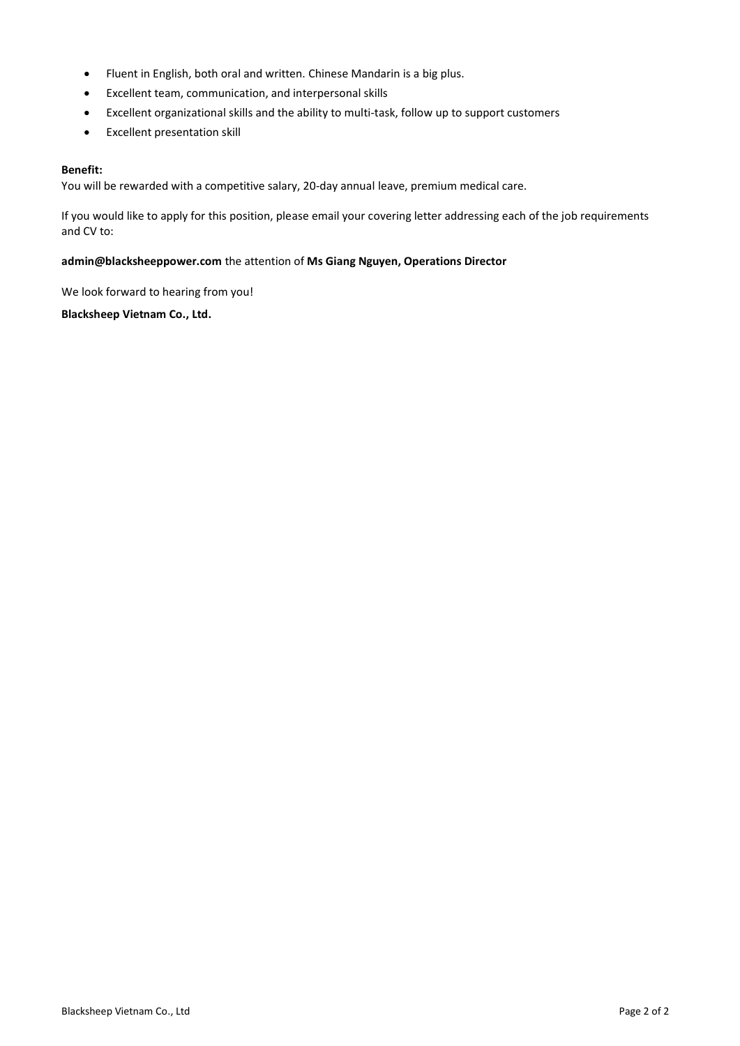- Fluent in English, both oral and written. Chinese Mandarin is a big plus.
- Excellent team, communication, and interpersonal skills
- Excellent organizational skills and the ability to multi-task, follow up to support customers
- Excellent presentation skill

**Benefit:**
You will be rewarded with a competitive salary, 20-day annual leave, premium medical care.

If you would like to apply for this position, please email your covering letter addressing each of the job requirements and CV to:

**admin@blacksheeppower.com** the attention of **Ms Giang Nguyen, Operations Director**

We look forward to hearing from you!

**Blacksheep Vietnam Co., Ltd.**